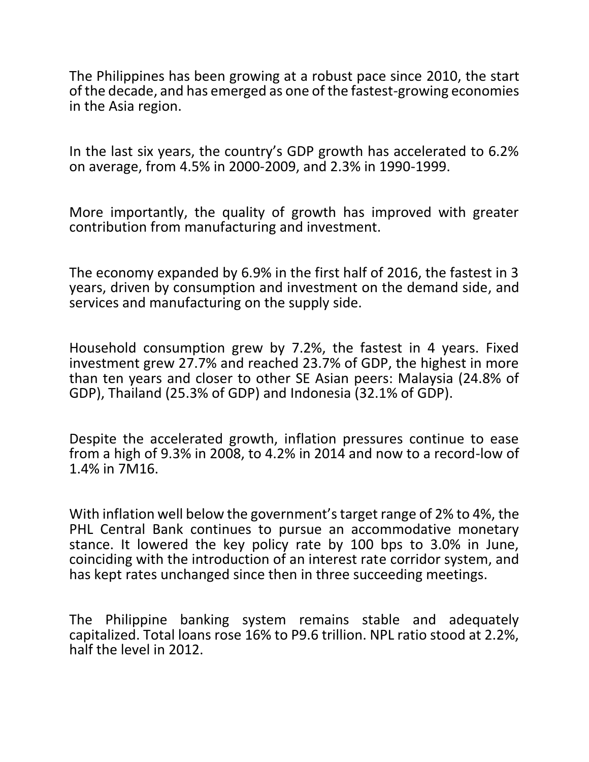The Philippines has been growing at a robust pace since 2010, the start of the decade, and has emerged as one of the fastest-growing economies in the Asia region.

In the last six years, the country's GDP growth has accelerated to 6.2% on average, from 4.5% in 2000-2009, and 2.3% in 1990-1999.

More importantly, the quality of growth has improved with greater contribution from manufacturing and investment.

The economy expanded by 6.9% in the first half of 2016, the fastest in 3 years, driven by consumption and investment on the demand side, and services and manufacturing on the supply side.

Household consumption grew by 7.2%, the fastest in 4 years. Fixed investment grew 27.7% and reached 23.7% of GDP, the highest in more than ten years and closer to other SE Asian peers: Malaysia (24.8% of GDP), Thailand (25.3% of GDP) and Indonesia (32.1% of GDP).

Despite the accelerated growth, inflation pressures continue to ease from a high of 9.3% in 2008, to 4.2% in 2014 and now to a record-low of 1.4% in 7M16.

With inflation well below the government's target range of 2% to 4%, the PHL Central Bank continues to pursue an accommodative monetary stance. It lowered the key policy rate by 100 bps to 3.0% in June, coinciding with the introduction of an interest rate corridor system, and has kept rates unchanged since then in three succeeding meetings.

The Philippine banking system remains stable and adequately capitalized. Total loans rose 16% to P9.6 trillion. NPL ratio stood at 2.2%, half the level in 2012.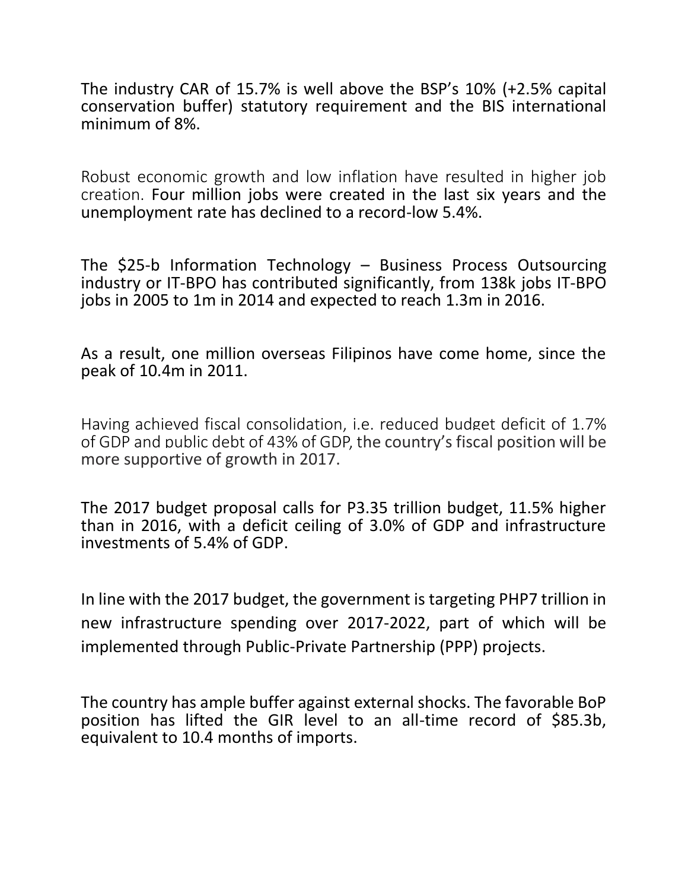The industry CAR of 15.7% is well above the BSP's 10% (+2.5% capital conservation buffer) statutory requirement and the BIS international minimum of 8%.

Robust economic growth and low inflation have resulted in higher job creation. Four million jobs were created in the last six years and the unemployment rate has declined to a record-low 5.4%.

The $25-b Information Technology – Business Process Outsourcing industry or IT-BPO has contributed significantly, from 138k jobs IT-BPO jobs in 2005 to 1m in 2014 and expected to reach 1.3m in 2016.

As a result, one million overseas Filipinos have come home, since the peak of 10.4m in 2011.

Having achieved fiscal consolidation, i.e. reduced budget deficit of 1.7% of GDP and public debt of 43% of GDP, the country's fiscal position will be more supportive of growth in 2017.

The 2017 budget proposal calls for P3.35 trillion budget, 11.5% higher than in 2016, with a deficit ceiling of 3.0% of GDP and infrastructure investments of 5.4% of GDP.

In line with the 2017 budget, the government is targeting PHP7 trillion in new infrastructure spending over 2017-2022, part of which will be implemented through Public-Private Partnership (PPP) projects.

The country has ample buffer against external shocks. The favorable BoP position has lifted the GIR level to an all-time record of $85.3b, equivalent to 10.4 months of imports.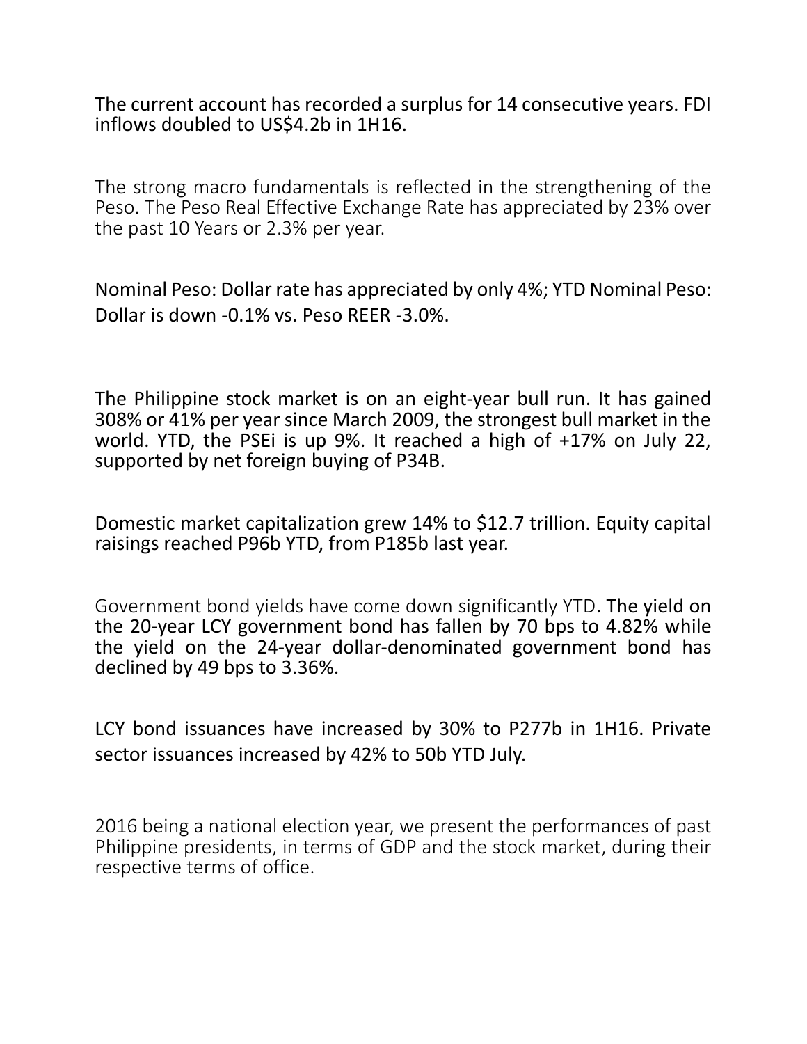The current account has recorded a surplus for 14 consecutive years. FDI inflows doubled to US$4.2b in 1H16.

The strong macro fundamentals is reflected in the strengthening of the Peso. The Peso Real Effective Exchange Rate has appreciated by 23% over the past 10 Years or 2.3% per year.

Nominal Peso: Dollar rate has appreciated by only 4%; YTD Nominal Peso: Dollar is down -0.1% vs. Peso REER -3.0%.

The Philippine stock market is on an eight-year bull run. It has gained 308% or 41% per year since March 2009, the strongest bull market in the world. YTD, the PSEi is up 9%. It reached a high of +17% on July 22, supported by net foreign buying of P34B.

Domestic market capitalization grew 14% to $12.7 trillion. Equity capital raisings reached P96b YTD, from P185b last year.

Government bond yields have come down significantly YTD. The yield on the 20-year LCY government bond has fallen by 70 bps to 4.82% while the yield on the 24-year dollar-denominated government bond has declined by 49 bps to 3.36%.

LCY bond issuances have increased by 30% to P277b in 1H16. Private sector issuances increased by 42% to 50b YTD July.

2016 being a national election year, we present the performances of past Philippine presidents, in terms of GDP and the stock market, during their respective terms of office.